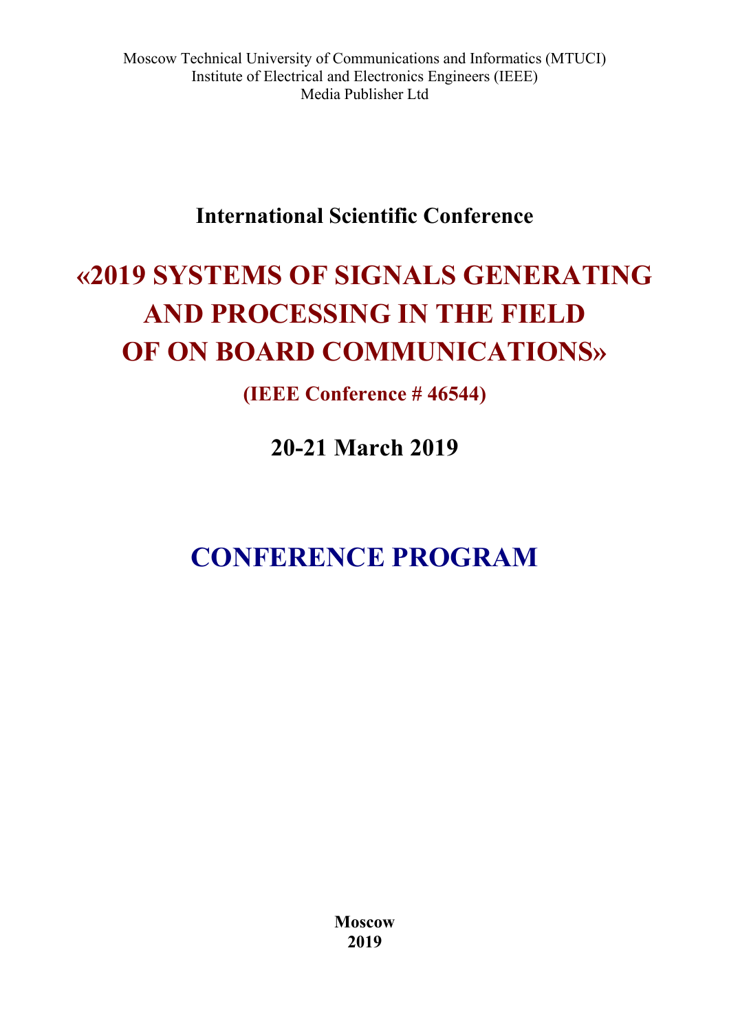Moscow Technical University of Communications and Informatics (MTUCI)
Institute of Electrical and Electronics Engineers (IEEE)
Media Publisher Ltd

**International Scientific Conference**

# «2019 SYSTEMS OF SIGNALS GENERATING AND PROCESSING IN THE FIELD OF ON BOARD COMMUNICATIONS»

**(IEEE Conference # 46544)**

**20-21 March 2019**

# CONFERENCE PROGRAM

**Moscow**
**2019**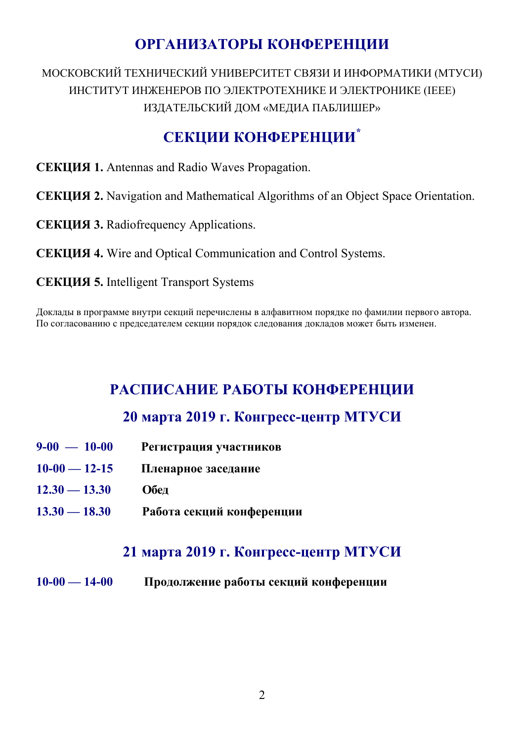## ОРГАНИЗАТОРЫ КОНФЕРЕНЦИИ

МОСКОВСКИЙ ТЕХНИЧЕСКИЙ УНИВЕРСИТЕТ СВЯЗИ И ИНФОРМАТИКИ (МТУСИ)
ИНСТИТУТ ИНЖЕНЕРОВ ПО ЭЛЕКТРОТЕХНИКЕ И ЭЛЕКТРОНИКЕ (IEEE)
ИЗДАТЕЛЬСКИЙ ДОМ «МЕДИА ПАБЛИШЕР»

## СЕКЦИИ КОНФЕРЕНЦИИ*

**СЕКЦИЯ 1.** Antennas and Radio Waves Propagation.

**СЕКЦИЯ 2.** Navigation and Mathematical Algorithms of an Object Space Orientation.

**СЕКЦИЯ 3.** Radiofrequency Applications.

**СЕКЦИЯ 4.** Wire and Optical Communication and Control Systems.

**СЕКЦИЯ 5.** Intelligent Transport Systems

Доклады в программе внутри секций перечислены в алфавитном порядке по фамилии первого автора.
По согласованию с председателем секции порядок следования докладов может быть изменен.

## РАСПИСАНИЕ РАБОТЫ КОНФЕРЕНЦИИ

### 20 марта 2019 г. Конгресс-центр МТУСИ

**9-00 — 10-00** **Регистрация участников**

**10-00 — 12-15** **Пленарное заседание**

**12.30 — 13.30** **Обед**

**13.30 — 18.30** **Работа секций конференции**

### 21 марта 2019 г. Конгресс-центр МТУСИ

**10-00 — 14-00** **Продолжение работы секций конференции**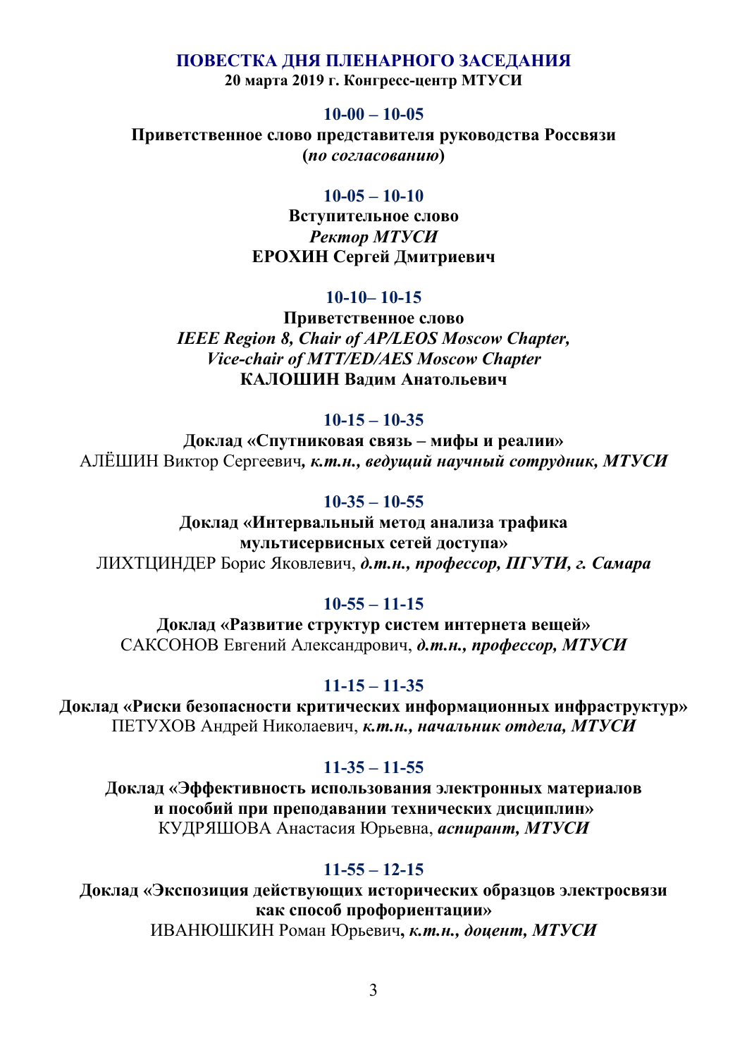## ПОВЕСТКА ДНЯ ПЛЕНАРНОГО ЗАСЕДАНИЯ

**20 марта 2019 г. Конгресс-центр МТУСИ**

**10-00 – 10-05**

**Приветственное слово представителя руководства Россвязи**
**(*по согласованию*)**

**10-05 – 10-10**

**Вступительное слово**
***Ректор МТУСИ***
**ЕРОХИН Сергей Дмитриевич**

**10-10– 10-15**

**Приветственное слово**
***IEEE Region 8, Chair of AP/LEOS Moscow Chapter,***
***Vice-chair of MTT/ED/AES Moscow Chapter***
**КАЛОШИН Вадим Анатольевич**

**10-15 – 10-35**

**Доклад «Спутниковая связь – мифы и реалии»**
АЛЁШИН Виктор Сергеевич***, к.т.н., ведущий научный сотрудник, МТУСИ***

**10-35 – 10-55**

**Доклад «Интервальный метод анализа трафика мультисервисных сетей доступа»**
ЛИХТЦИНДЕР Борис Яковлевич, ***д.т.н., профессор, ПГУТИ, г. Самара***

**10-55 – 11-15**

**Доклад «Развитие структур систем интернета вещей»**
САКСОНОВ Евгений Александрович, ***д.т.н., профессор, МТУСИ***

**11-15 – 11-35**

**Доклад «Риски безопасности критических информационных инфраструктур»**
ПЕТУХОВ Андрей Николаевич, ***к.т.н., начальник отдела, МТУСИ***

**11-35 – 11-55**

**Доклад «Эффективность использования электронных материалов и пособий при преподавании технических дисциплин»**
КУДРЯШОВА Анастасия Юрьевна, ***аспирант, МТУСИ***

**11-55 – 12-15**

**Доклад «Экспозиция действующих исторических образцов электросвязи как способ профориентации»**
ИВАНЮШКИН Роман Юрьевич***, к.т.н., доцент, МТУСИ***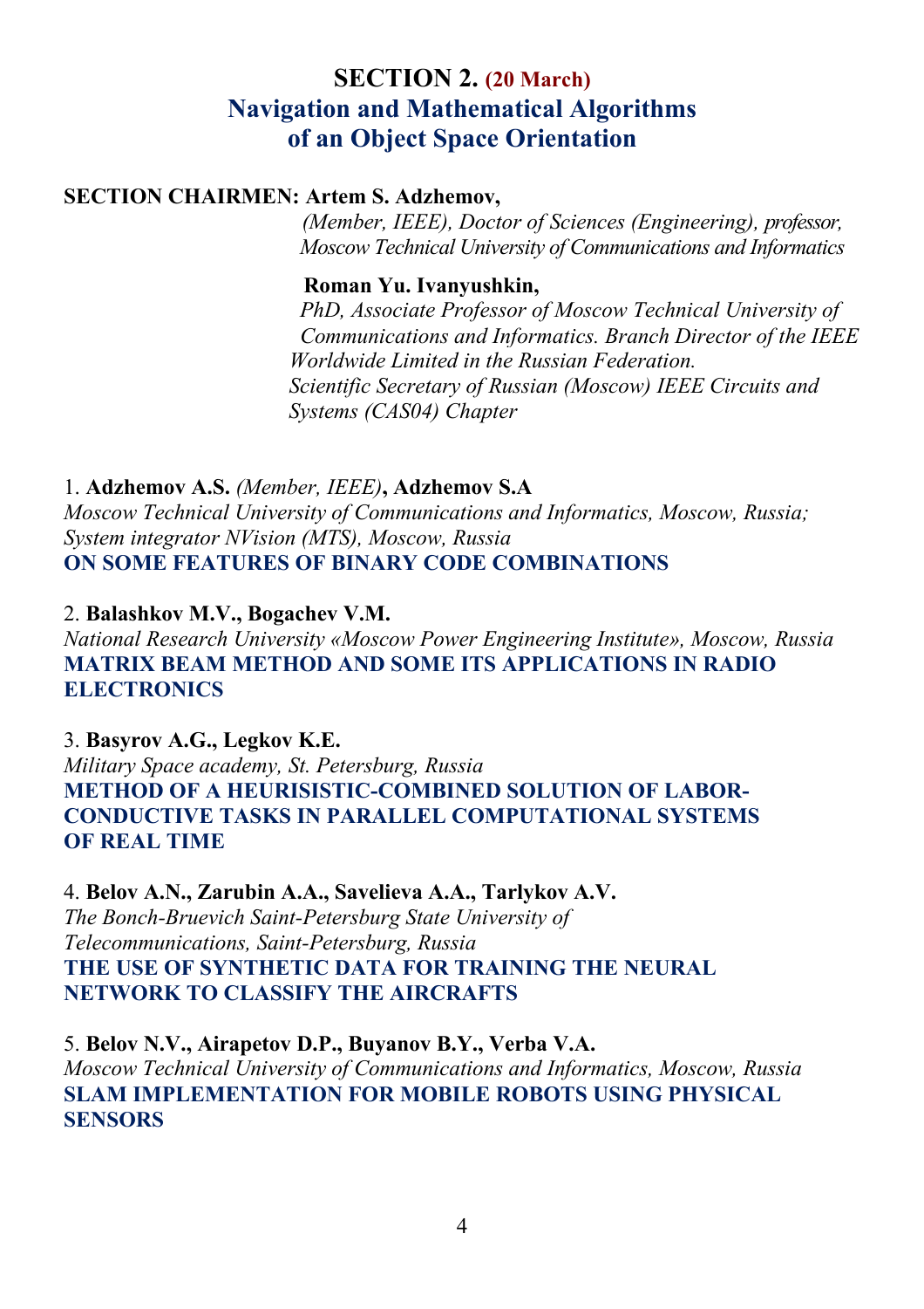## SECTION 2. (20 March)
## Navigation and Mathematical Algorithms of an Object Space Orientation

**SECTION CHAIRMEN: Artem S. Adzhemov,**
*(Member, IEEE), Doctor of Sciences (Engineering), professor, Moscow Technical University of Communications and Informatics*

**Roman Yu. Ivanyushkin,**
*PhD, Associate Professor of Moscow Technical University of Communications and Informatics. Branch Director of the IEEE Worldwide Limited in the Russian Federation. Scientific Secretary of Russian (Moscow) IEEE Circuits and Systems (CAS04) Chapter*

1. **Adzhemov A.S.** *(Member, IEEE)*, **Adzhemov S.A**
*Moscow Technical University of Communications and Informatics, Moscow, Russia; System integrator NVision (MTS), Moscow, Russia*
**ON SOME FEATURES OF BINARY CODE COMBINATIONS**

2. **Balashkov M.V., Bogachev V.M.**
*National Research University «Moscow Power Engineering Institute», Moscow, Russia*
**MATRIX BEAM METHOD AND SOME ITS APPLICATIONS IN RADIO ELECTRONICS**

3. **Basyrov A.G., Legkov K.E.**
*Military Space academy, St. Petersburg, Russia*
**METHOD OF A HEURISISTIC-COMBINED SOLUTION OF LABOR-CONDUCTIVE TASKS IN PARALLEL COMPUTATIONAL SYSTEMS OF REAL TIME**

4. **Belov A.N., Zarubin A.A., Savelieva A.A., Tarlykov A.V.**
*The Bonch-Bruevich Saint-Petersburg State University of Telecommunications, Saint-Petersburg, Russia*
**THE USE OF SYNTHETIC DATA FOR TRAINING THE NEURAL NETWORK TO CLASSIFY THE AIRCRAFTS**

5. **Belov N.V., Airapetov D.P., Buyanov B.Y., Verba V.A.**
*Moscow Technical University of Communications and Informatics, Moscow, Russia*
**SLAM IMPLEMENTATION FOR MOBILE ROBOTS USING PHYSICAL SENSORS**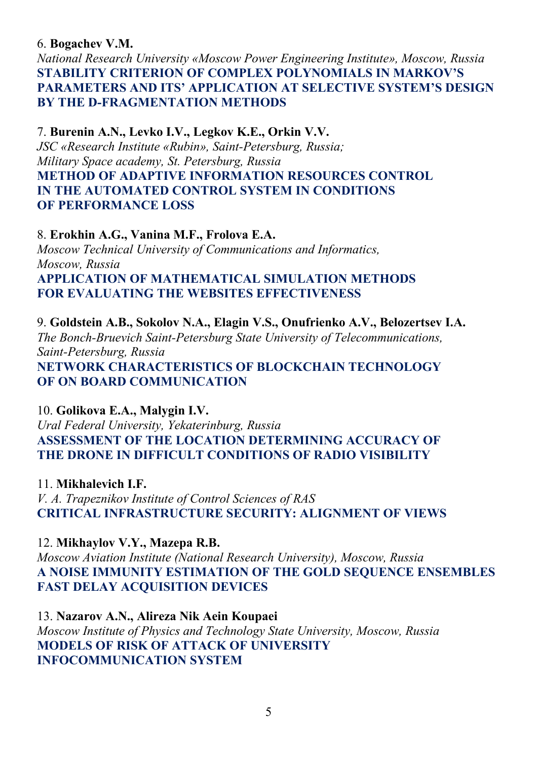6. **Bogachev V.M.**
*National Research University «Moscow Power Engineering Institute», Moscow, Russia*
**STABILITY CRITERION OF COMPLEX POLYNOMIALS IN MARKOV'S PARAMETERS AND ITS' APPLICATION AT SELECTIVE SYSTEM'S DESIGN BY THE D-FRAGMENTATION METHODS**

7. **Burenin A.N., Levko I.V., Legkov K.E., Orkin V.V.**
*JSC «Research Institute «Rubin», Saint-Petersburg, Russia;*
*Military Space academy, St. Petersburg, Russia*
**METHOD OF ADAPTIVE INFORMATION RESOURCES CONTROL IN THE AUTOMATED CONTROL SYSTEM IN CONDITIONS OF PERFORMANCE LOSS**

8. **Erokhin A.G., Vanina M.F., Frolova E.A.**
*Moscow Technical University of Communications and Informatics, Moscow, Russia*
**APPLICATION OF MATHEMATICAL SIMULATION METHODS FOR EVALUATING THE WEBSITES EFFECTIVENESS**

9. **Goldstein A.B., Sokolov N.A., Elagin V.S., Onufrienko A.V., Belozertsev I.A.**
*The Bonch-Bruevich Saint-Petersburg State University of Telecommunications, Saint-Petersburg, Russia*
**NETWORK CHARACTERISTICS OF BLOCKCHAIN TECHNOLOGY OF ON BOARD COMMUNICATION**

10. **Golikova E.A., Malygin I.V.**
*Ural Federal University, Yekaterinburg, Russia*
**ASSESSMENT OF THE LOCATION DETERMINING ACCURACY OF THE DRONE IN DIFFICULT CONDITIONS OF RADIO VISIBILITY**

11. **Mikhalevich I.F.**
*V. A. Trapeznikov Institute of Control Sciences of RAS*
**CRITICAL INFRASTRUCTURE SECURITY: ALIGNMENT OF VIEWS**

12. **Mikhaylov V.Y., Mazepa R.B.**
*Moscow Aviation Institute (National Research University), Moscow, Russia*
**A NOISE IMMUNITY ESTIMATION OF THE GOLD SEQUENCE ENSEMBLES FAST DELAY ACQUISITION DEVICES**

13. **Nazarov A.N., Alireza Nik Aein Koupaei**
*Moscow Institute of Physics and Technology State University, Moscow, Russia*
**MODELS OF RISK OF ATTACK OF UNIVERSITY INFOCOMMUNICATION SYSTEM**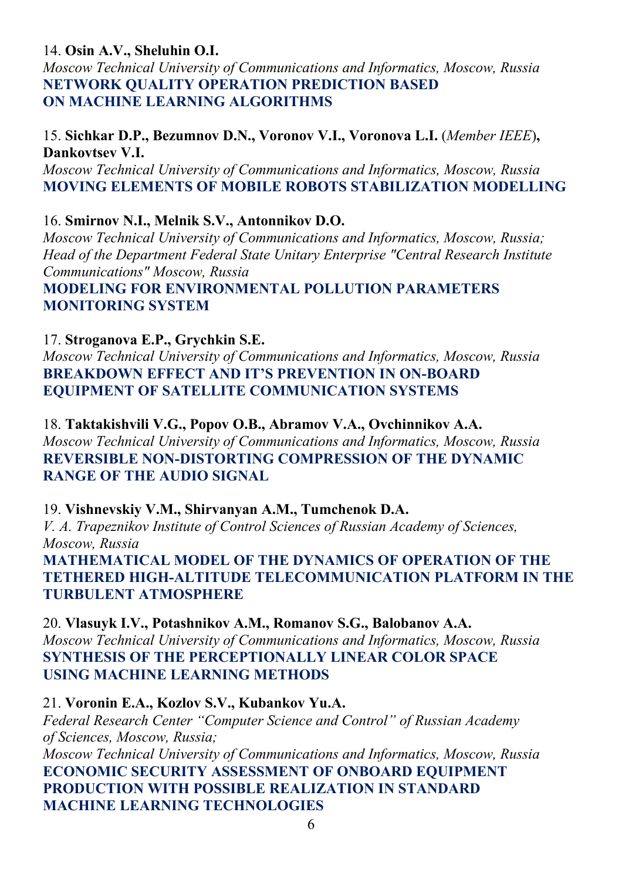14. **Osin A.V., Sheluhin O.I.**
*Moscow Technical University of Communications and Informatics, Moscow, Russia*
**NETWORK QUALITY OPERATION PREDICTION BASED ON MACHINE LEARNING ALGORITHMS**

15. **Sichkar D.P., Bezumnov D.N., Voronov V.I., Voronova L.I.** (*Member IEEE*)**, Dankovtsev V.I.**
*Moscow Technical University of Communications and Informatics, Moscow, Russia*
**MOVING ELEMENTS OF MOBILE ROBOTS STABILIZATION MODELLING**

16. **Smirnov N.I., Melnik S.V., Antonnikov D.O.**
*Moscow Technical University of Communications and Informatics, Moscow, Russia; Head of the Department Federal State Unitary Enterprise "Central Research Institute Communications" Moscow, Russia*
**MODELING FOR ENVIRONMENTAL POLLUTION PARAMETERS MONITORING SYSTEM**

17. **Stroganova E.P., Grychkin S.E.**
*Moscow Technical University of Communications and Informatics, Moscow, Russia*
**BREAKDOWN EFFECT AND IT'S PREVENTION IN ON-BOARD EQUIPMENT OF SATELLITE COMMUNICATION SYSTEMS**

18. **Taktakishvili V.G., Popov O.B., Abramov V.A., Ovchinnikov A.A.**
*Moscow Technical University of Communications and Informatics, Moscow, Russia*
**REVERSIBLE NON-DISTORTING COMPRESSION OF THE DYNAMIC RANGE OF THE AUDIO SIGNAL**

19. **Vishnevskiy V.M., Shirvanyan A.M., Tumchenok D.A.**
*V. A. Trapeznikov Institute of Control Sciences of Russian Academy of Sciences, Moscow, Russia*
**MATHEMATICAL MODEL OF THE DYNAMICS OF OPERATION OF THE TETHERED HIGH-ALTITUDE TELECOMMUNICATION PLATFORM IN THE TURBULENT ATMOSPHERE**

20. **Vlasuyk I.V., Potashnikov A.M., Romanov S.G., Balobanov A.A.**
*Moscow Technical University of Communications and Informatics, Moscow, Russia*
**SYNTHESIS OF THE PERCEPTIONALLY LINEAR COLOR SPACE USING MACHINE LEARNING METHODS**

21. **Voronin E.A., Kozlov S.V., Kubankov Yu.A.**
*Federal Research Center "Computer Science and Control" of Russian Academy of Sciences, Moscow, Russia;*
*Moscow Technical University of Communications and Informatics, Moscow, Russia*
**ECONOMIC SECURITY ASSESSMENT OF ONBOARD EQUIPMENT PRODUCTION WITH POSSIBLE REALIZATION IN STANDARD MACHINE LEARNING TECHNOLOGIES**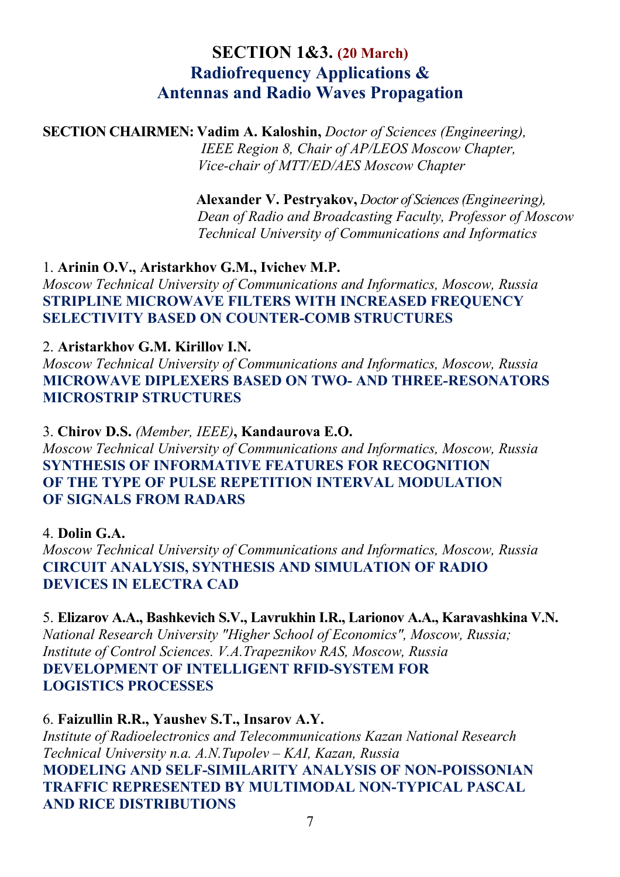# SECTION 1&3. (20 March)
## Radiofrequency Applications & Antennas and Radio Waves Propagation

**SECTION CHAIRMEN: Vadim A. Kaloshin,** *Doctor of Sciences (Engineering), IEEE Region 8, Chair of AP/LEOS Moscow Chapter, Vice-chair of MTT/ED/AES Moscow Chapter*

**Alexander V. Pestryakov,** *Doctor of Sciences (Engineering), Dean of Radio and Broadcasting Faculty, Professor of Moscow Technical University of Communications and Informatics*

1. **Arinin O.V., Aristarkhov G.M., Ivichev M.P.**
*Moscow Technical University of Communications and Informatics, Moscow, Russia*
**STRIPLINE MICROWAVE FILTERS WITH INCREASED FREQUENCY SELECTIVITY BASED ON COUNTER-COMB STRUCTURES**

2. **Aristarkhov G.M. Kirillov I.N.**
*Moscow Technical University of Communications and Informatics, Moscow, Russia*
**MICROWAVE DIPLEXERS BASED ON TWO- AND THREE-RESONATORS MICROSTRIP STRUCTURES**

3. **Chirov D.S.** *(Member, IEEE)*, **Kandaurova E.O.**
*Moscow Technical University of Communications and Informatics, Moscow, Russia*
**SYNTHESIS OF INFORMATIVE FEATURES FOR RECOGNITION OF THE TYPE OF PULSE REPETITION INTERVAL MODULATION OF SIGNALS FROM RADARS**

4. **Dolin G.A.**
*Moscow Technical University of Communications and Informatics, Moscow, Russia*
**CIRCUIT ANALYSIS, SYNTHESIS AND SIMULATION OF RADIO DEVICES IN ELECTRA CAD**

5. **Elizarov A.A., Bashkevich S.V., Lavrukhin I.R., Larionov A.A., Karavashkina V.N.**
*National Research University "Higher School of Economics", Moscow, Russia; Institute of Control Sciences. V.A.Trapeznikov RAS, Moscow, Russia*
**DEVELOPMENT OF INTELLIGENT RFID-SYSTEM FOR LOGISTICS PROCESSES**

6. **Faizullin R.R., Yaushev S.T., Insarov A.Y.**
*Institute of Radioelectronics and Telecommunications Kazan National Research Technical University n.a. A.N.Tupolev – KAI, Kazan, Russia*
**MODELING AND SELF-SIMILARITY ANALYSIS OF NON-POISSONIAN TRAFFIC REPRESENTED BY MULTIMODAL NON-TYPICAL PASCAL AND RICE DISTRIBUTIONS**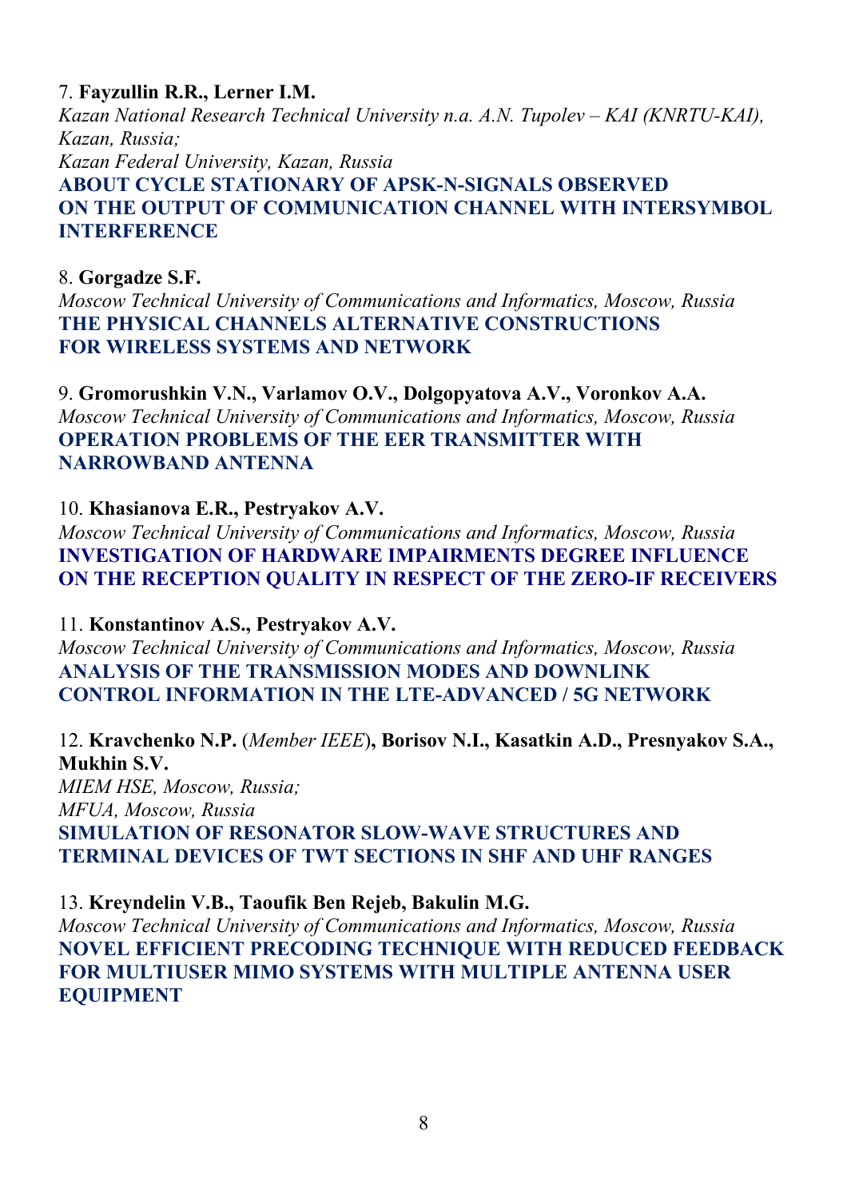7. **Fayzullin R.R., Lerner I.M.**
*Kazan National Research Technical University n.a. A.N. Tupolev – KAI (KNRTU-KAI), Kazan, Russia;*
*Kazan Federal University, Kazan, Russia*
**ABOUT CYCLE STATIONARY OF APSK-N-SIGNALS OBSERVED ON THE OUTPUT OF COMMUNICATION CHANNEL WITH INTERSYMBOL INTERFERENCE**

8. **Gorgadze S.F.**
*Moscow Technical University of Communications and Informatics, Moscow, Russia*
**THE PHYSICAL CHANNELS ALTERNATIVE CONSTRUCTIONS FOR WIRELESS SYSTEMS AND NETWORK**

9. **Gromorushkin V.N., Varlamov O.V., Dolgopyatova A.V., Voronkov A.A.**
*Moscow Technical University of Communications and Informatics, Moscow, Russia*
**OPERATION PROBLEMS OF THE EER TRANSMITTER WITH NARROWBAND ANTENNA**

10. **Khasianova E.R., Pestryakov A.V.**
*Moscow Technical University of Communications and Informatics, Moscow, Russia*
**INVESTIGATION OF HARDWARE IMPAIRMENTS DEGREE INFLUENCE ON THE RECEPTION QUALITY IN RESPECT OF THE ZERO-IF RECEIVERS**

11. **Konstantinov A.S., Pestryakov A.V.**
*Moscow Technical University of Communications and Informatics, Moscow, Russia*
**ANALYSIS OF THE TRANSMISSION MODES AND DOWNLINK CONTROL INFORMATION IN THE LTE-ADVANCED / 5G NETWORK**

12. **Kravchenko N.P.** (*Member IEEE*)**, Borisov N.I., Kasatkin A.D., Presnyakov S.A., Mukhin S.V.**
*MIEM HSE, Moscow, Russia;*
*MFUA, Moscow, Russia*
**SIMULATION OF RESONATOR SLOW-WAVE STRUCTURES AND TERMINAL DEVICES OF TWT SECTIONS IN SHF AND UHF RANGES**

13. **Kreyndelin V.B., Taoufik Ben Rejeb, Bakulin M.G.**
*Moscow Technical University of Communications and Informatics, Moscow, Russia*
**NOVEL EFFICIENT PRECODING TECHNIQUE WITH REDUCED FEEDBACK FOR MULTIUSER MIMO SYSTEMS WITH MULTIPLE ANTENNA USER EQUIPMENT**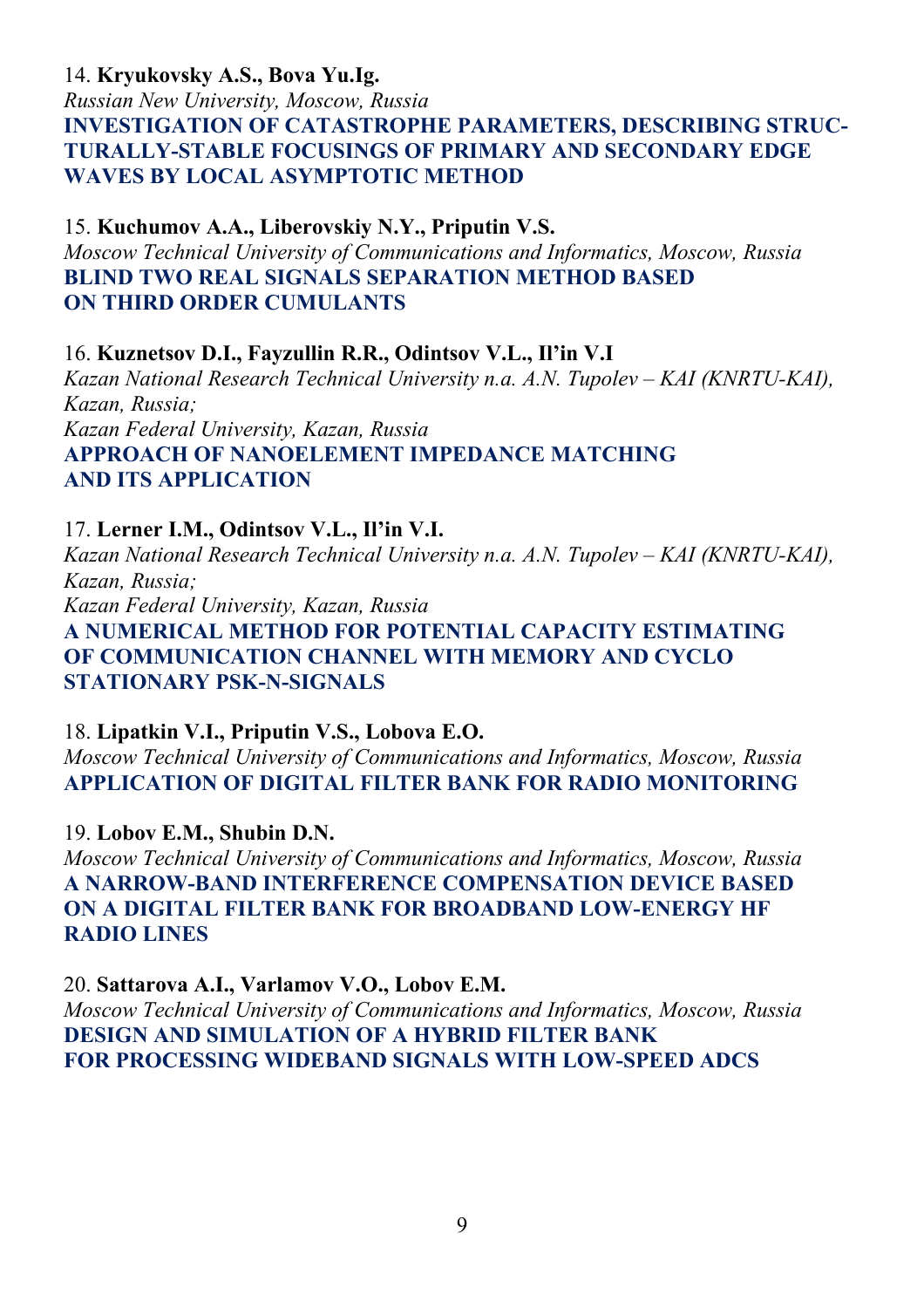14. **Kryukovsky A.S., Bova Yu.Ig.**
*Russian New University, Moscow, Russia*
**INVESTIGATION OF CATASTROPHE PARAMETERS, DESCRIBING STRUCTURALLY-STABLE FOCUSINGS OF PRIMARY AND SECONDARY EDGE WAVES BY LOCAL ASYMPTOTIC METHOD**

15. **Kuchumov A.A., Liberovskiy N.Y., Priputin V.S.**
*Moscow Technical University of Communications and Informatics, Moscow, Russia*
**BLIND TWO REAL SIGNALS SEPARATION METHOD BASED ON THIRD ORDER CUMULANTS**

16. **Kuznetsov D.I., Fayzullin R.R., Odintsov V.L., Il'in V.I**
*Kazan National Research Technical University n.a. A.N. Tupolev – KAI (KNRTU-KAI), Kazan, Russia;*
*Kazan Federal University, Kazan, Russia*
**APPROACH OF NANOELEMENT IMPEDANCE MATCHING AND ITS APPLICATION**

17. **Lerner I.M., Odintsov V.L., Il'in V.I.**
*Kazan National Research Technical University n.a. A.N. Tupolev – KAI (KNRTU-KAI), Kazan, Russia;*
*Kazan Federal University, Kazan, Russia*
**A NUMERICAL METHOD FOR POTENTIAL CAPACITY ESTIMATING OF COMMUNICATION CHANNEL WITH MEMORY AND CYCLO STATIONARY PSK-N-SIGNALS**

18. **Lipatkin V.I., Priputin V.S., Lobova E.O.**
*Moscow Technical University of Communications and Informatics, Moscow, Russia*
**APPLICATION OF DIGITAL FILTER BANK FOR RADIO MONITORING**

19. **Lobov E.M., Shubin D.N.**
*Moscow Technical University of Communications and Informatics, Moscow, Russia*
**A NARROW-BAND INTERFERENCE COMPENSATION DEVICE BASED ON A DIGITAL FILTER BANK FOR BROADBAND LOW-ENERGY HF RADIO LINES**

20. **Sattarova A.I., Varlamov V.O., Lobov E.M.**
*Moscow Technical University of Communications and Informatics, Moscow, Russia*
**DESIGN AND SIMULATION OF A HYBRID FILTER BANK FOR PROCESSING WIDEBAND SIGNALS WITH LOW-SPEED ADCS**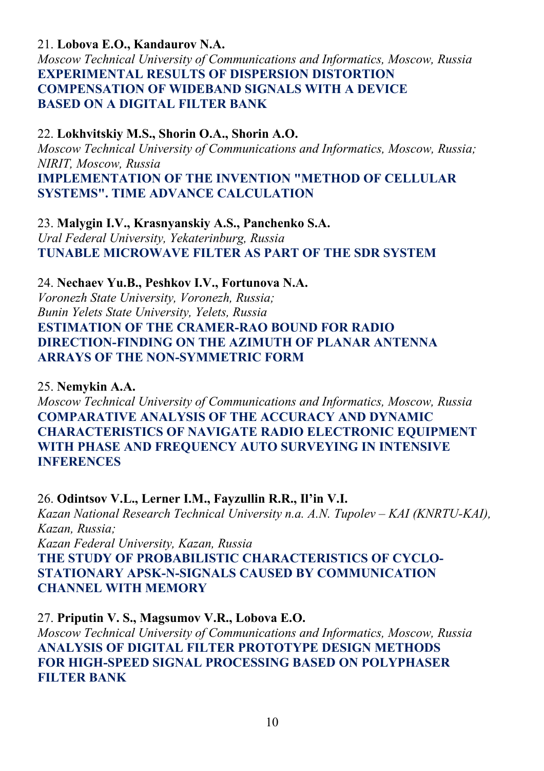21. **Lobova E.O., Kandaurov N.A.**
*Moscow Technical University of Communications and Informatics, Moscow, Russia*
**EXPERIMENTAL RESULTS OF DISPERSION DISTORTION COMPENSATION OF WIDEBAND SIGNALS WITH A DEVICE BASED ON A DIGITAL FILTER BANK**

22. **Lokhvitskiy M.S., Shorin O.A., Shorin A.O.**
*Moscow Technical University of Communications and Informatics, Moscow, Russia;*
*NIRIT, Moscow, Russia*
**IMPLEMENTATION OF THE INVENTION "METHOD OF CELLULAR SYSTEMS". TIME ADVANCE CALCULATION**

23. **Malygin I.V., Krasnyanskiy A.S., Panchenko S.A.**
*Ural Federal University, Yekaterinburg, Russia*
**TUNABLE MICROWAVE FILTER AS PART OF THE SDR SYSTEM**

24. **Nechaev Yu.B., Peshkov I.V., Fortunova N.A.**
*Voronezh State University, Voronezh, Russia;*
*Bunin Yelets State University, Yelets, Russia*
**ESTIMATION OF THE CRAMER-RAO BOUND FOR RADIO DIRECTION-FINDING ON THE AZIMUTH OF PLANAR ANTENNA ARRAYS OF THE NON-SYMMETRIC FORM**

25. **Nemykin A.A.**
*Moscow Technical University of Communications and Informatics, Moscow, Russia*
**COMPARATIVE ANALYSIS OF THE ACCURACY AND DYNAMIC CHARACTERISTICS OF NAVIGATE RADIO ELECTRONIC EQUIPMENT WITH PHASE AND FREQUENCY AUTO SURVEYING IN INTENSIVE INFERENCES**

26. **Odintsov V.L., Lerner I.M., Fayzullin R.R., Il'in V.I.**
*Kazan National Research Technical University n.a. A.N. Tupolev – KAI (KNRTU-KAI), Kazan, Russia;*
*Kazan Federal University, Kazan, Russia*
**THE STUDY OF PROBABILISTIC CHARACTERISTICS OF CYCLO-STATIONARY APSK-N-SIGNALS CAUSED BY COMMUNICATION CHANNEL WITH MEMORY**

27. **Priputin V. S., Magsumov V.R., Lobova E.O.**
*Moscow Technical University of Communications and Informatics, Moscow, Russia*
**ANALYSIS OF DIGITAL FILTER PROTOTYPE DESIGN METHODS FOR HIGH-SPEED SIGNAL PROCESSING BASED ON POLYPHASER FILTER BANK**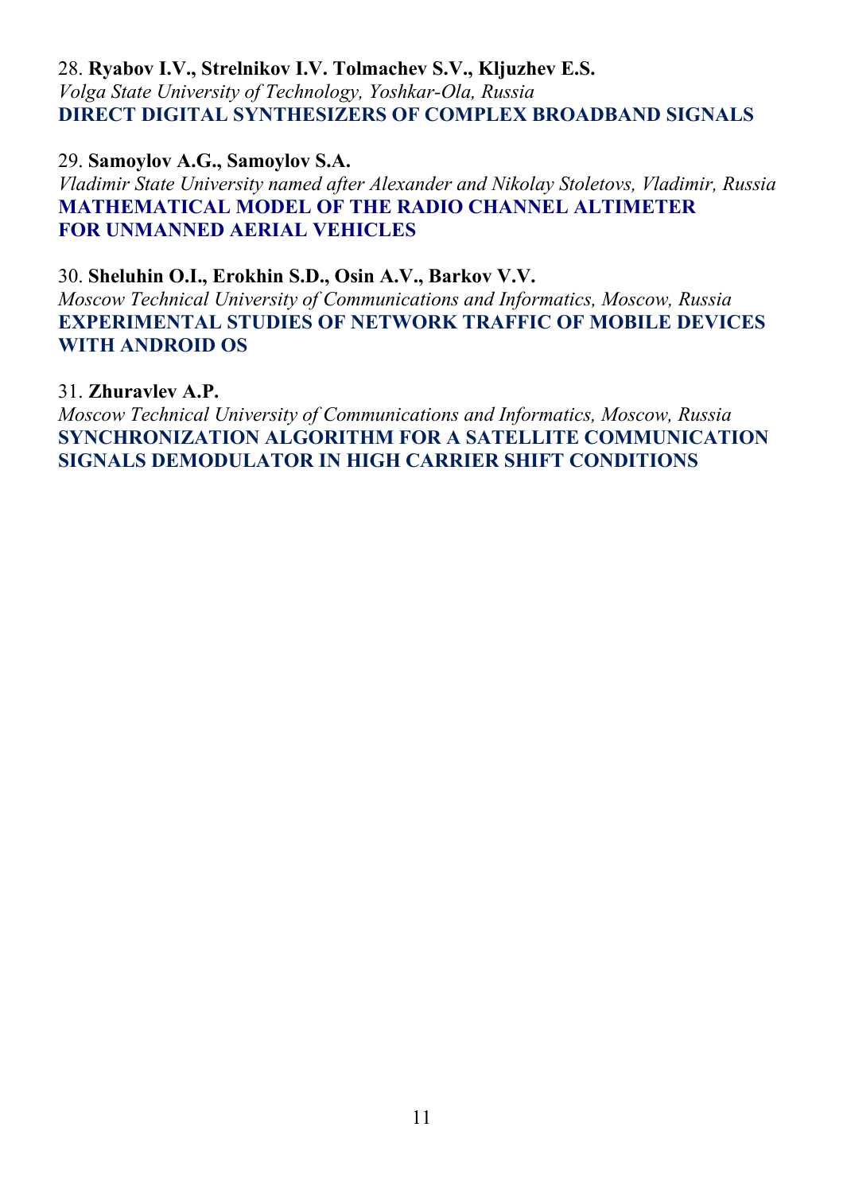28. **Ryabov I.V., Strelnikov I.V. Tolmachev S.V., Kljuzhev E.S.**
*Volga State University of Technology, Yoshkar-Ola, Russia*
**DIRECT DIGITAL SYNTHESIZERS OF COMPLEX BROADBAND SIGNALS**

29. **Samoylov A.G., Samoylov S.A.**
*Vladimir State University named after Alexander and Nikolay Stoletovs, Vladimir, Russia*
**MATHEMATICAL MODEL OF THE RADIO CHANNEL ALTIMETER FOR UNMANNED AERIAL VEHICLES**

30. **Sheluhin O.I., Erokhin S.D., Osin A.V., Barkov V.V.**
*Moscow Technical University of Communications and Informatics, Moscow, Russia*
**EXPERIMENTAL STUDIES OF NETWORK TRAFFIC OF MOBILE DEVICES WITH ANDROID OS**

31. **Zhuravlev A.P.**
*Moscow Technical University of Communications and Informatics, Moscow, Russia*
**SYNCHRONIZATION ALGORITHM FOR A SATELLITE COMMUNICATION SIGNALS DEMODULATOR IN HIGH CARRIER SHIFT CONDITIONS**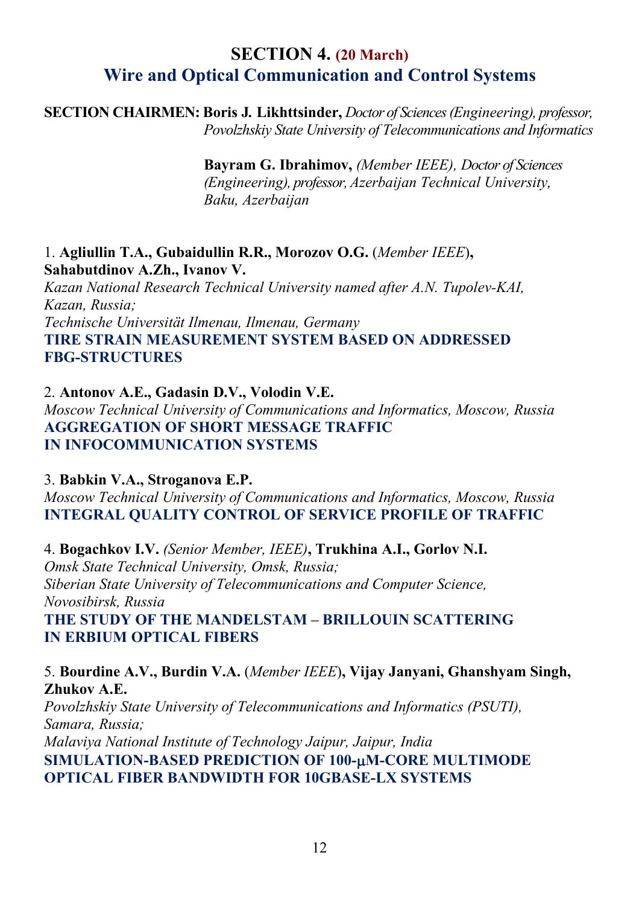## SECTION 4. (20 March)
## Wire and Optical Communication and Control Systems

**SECTION CHAIRMEN: Boris J. Likhttsinder,** *Doctor of Sciences (Engineering), professor, Povolzhskiy State University of Telecommunications and Informatics*

**Bayram G. Ibrahimov,** *(Member IEEE), Doctor of Sciences (Engineering), professor, Azerbaijan Technical University, Baku, Azerbaijan*

1. **Agliullin T.A., Gubaidullin R.R., Morozov O.G.** (*Member IEEE*)**, Sahabutdinov A.Zh., Ivanov V.**
*Kazan National Research Technical University named after A.N. Tupolev-KAI, Kazan, Russia;*
*Technische Universität Ilmenau, Ilmenau, Germany*
**TIRE STRAIN MEASUREMENT SYSTEM BASED ON ADDRESSED FBG-STRUCTURES**

2. **Antonov A.E., Gadasin D.V., Volodin V.E.**
*Moscow Technical University of Communications and Informatics, Moscow, Russia*
**AGGREGATION OF SHORT MESSAGE TRAFFIC IN INFOCOMMUNICATION SYSTEMS**

3. **Babkin V.A., Stroganova E.P.**
*Moscow Technical University of Communications and Informatics, Moscow, Russia*
**INTEGRAL QUALITY CONTROL OF SERVICE PROFILE OF TRAFFIC**

4. **Bogachkov I.V.** *(Senior Member, IEEE)***, Trukhina A.I., Gorlov N.I.**
*Omsk State Technical University, Omsk, Russia;*
*Siberian State University of Telecommunications and Computer Science, Novosibirsk, Russia*
**THE STUDY OF THE MANDELSTAM – BRILLOUIN SCATTERING IN ERBIUM OPTICAL FIBERS**

5. **Bourdine A.V., Burdin V.A.** (*Member IEEE*)**, Vijay Janyani, Ghanshyam Singh, Zhukov A.E.**
*Povolzhskiy State University of Telecommunications and Informatics (PSUTI), Samara, Russia;*
*Malaviya National Institute of Technology Jaipur, Jaipur, India*
**SIMULATION-BASED PREDICTION OF 100-μM-CORE MULTIMODE OPTICAL FIBER BANDWIDTH FOR 10GBASE-LX SYSTEMS**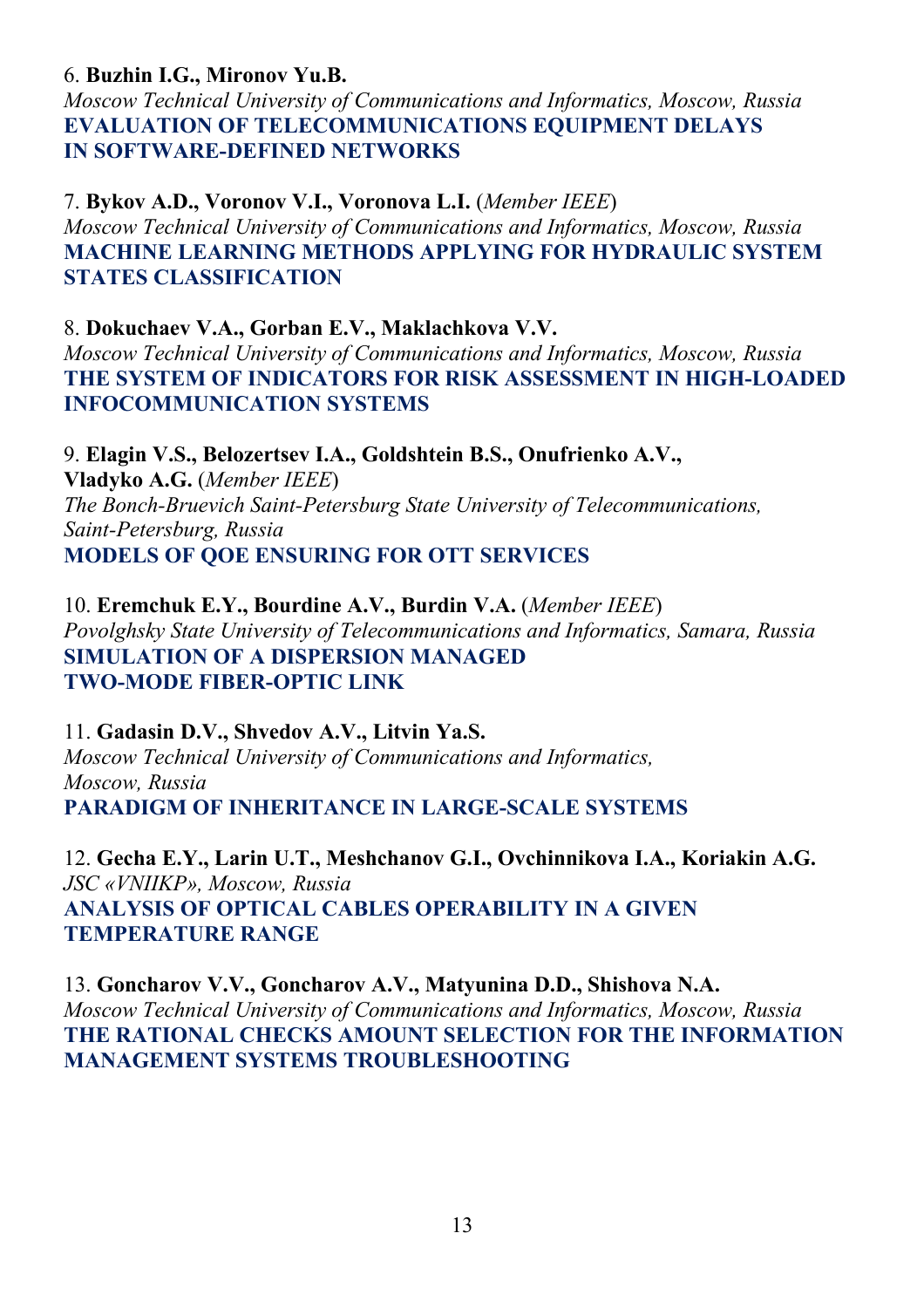6. **Buzhin I.G., Mironov Yu.B.**
*Moscow Technical University of Communications and Informatics, Moscow, Russia*
**EVALUATION OF TELECOMMUNICATIONS EQUIPMENT DELAYS IN SOFTWARE-DEFINED NETWORKS**

7. **Bykov A.D., Voronov V.I., Voronova L.I.** (*Member IEEE*)
*Moscow Technical University of Communications and Informatics, Moscow, Russia*
**MACHINE LEARNING METHODS APPLYING FOR HYDRAULIC SYSTEM STATES CLASSIFICATION**

8. **Dokuchaev V.A., Gorban E.V., Maklachkova V.V.**
*Moscow Technical University of Communications and Informatics, Moscow, Russia*
**THE SYSTEM OF INDICATORS FOR RISK ASSESSMENT IN HIGH-LOADED INFOCOMMUNICATION SYSTEMS**

9. **Elagin V.S., Belozertsev I.A., Goldshtein B.S., Onufrienko A.V., Vladyko A.G.** (*Member IEEE*)
*The Bonch-Bruevich Saint-Petersburg State University of Telecommunications, Saint-Petersburg, Russia*
**MODELS OF QOE ENSURING FOR OTT SERVICES**

10. **Eremchuk E.Y., Bourdine A.V., Burdin V.A.** (*Member IEEE*)
*Povolghsky State University of Telecommunications and Informatics, Samara, Russia*
**SIMULATION OF A DISPERSION MANAGED TWO-MODE FIBER-OPTIC LINK**

11. **Gadasin D.V., Shvedov A.V., Litvin Ya.S.**
*Moscow Technical University of Communications and Informatics, Moscow, Russia*
**PARADIGM OF INHERITANCE IN LARGE-SCALE SYSTEMS**

12. **Gecha E.Y., Larin U.T., Meshchanov G.I., Ovchinnikova I.A., Koriakin A.G.**
*JSC «VNIIKP», Moscow, Russia*
**ANALYSIS OF OPTICAL CABLES OPERABILITY IN A GIVEN TEMPERATURE RANGE**

13. **Goncharov V.V., Goncharov A.V., Matyunina D.D., Shishova N.A.**
*Moscow Technical University of Communications and Informatics, Moscow, Russia*
**THE RATIONAL CHECKS AMOUNT SELECTION FOR THE INFORMATION MANAGEMENT SYSTEMS TROUBLESHOOTING**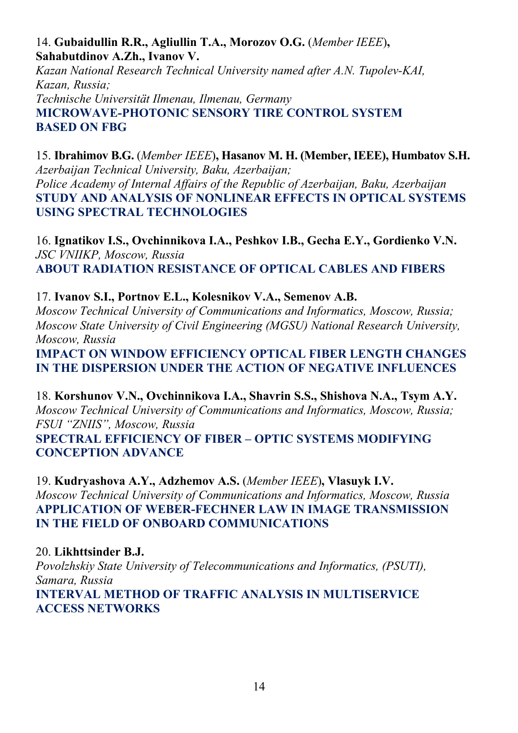14. **Gubaidullin R.R., Agliullin T.A., Morozov O.G.** (*Member IEEE*)**,**
**Sahabutdinov A.Zh., Ivanov V.**
*Kazan National Research Technical University named after A.N. Tupolev-KAI, Kazan, Russia;*
*Technische Universität Ilmenau, Ilmenau, Germany*
**MICROWAVE-PHOTONIC SENSORY TIRE CONTROL SYSTEM BASED ON FBG**

15. **Ibrahimov B.G.** (*Member IEEE*)**, Hasanov M. H. (Member, IEEE), Humbatov S.H.**
*Azerbaijan Technical University, Baku, Azerbaijan;*
*Police Academy of Internal Affairs of the Republic of Azerbaijan, Baku, Azerbaijan*
**STUDY AND ANALYSIS OF NONLINEAR EFFECTS IN OPTICAL SYSTEMS USING SPECTRAL TECHNOLOGIES**

16. **Ignatikov I.S., Ovchinnikova I.A., Peshkov I.B., Gecha E.Y., Gordienko V.N.**
*JSC VNIIKP, Moscow, Russia*
**ABOUT RADIATION RESISTANCE OF OPTICAL CABLES AND FIBERS**

17. **Ivanov S.I., Portnov E.L., Kolesnikov V.A., Semenov A.B.**
*Moscow Technical University of Communications and Informatics, Moscow, Russia;*
*Moscow State University of Civil Engineering (MGSU) National Research University, Moscow, Russia*
**IMPACT ON WINDOW EFFICIENCY OPTICAL FIBER LENGTH CHANGES IN THE DISPERSION UNDER THE ACTION OF NEGATIVE INFLUENCES**

18. **Korshunov V.N., Ovchinnikova I.A., Shavrin S.S., Shishova N.A., Tsym A.Y.**
*Moscow Technical University of Communications and Informatics, Moscow, Russia;*
*FSUI "ZNIIS", Moscow, Russia*
**SPECTRAL EFFICIENCY OF FIBER – OPTIC SYSTEMS MODIFYING CONCEPTION ADVANCE**

19. **Kudryashova A.Y., Adzhemov A.S.** (*Member IEEE*)**, Vlasuyk I.V.**
*Moscow Technical University of Communications and Informatics, Moscow, Russia*
**APPLICATION OF WEBER-FECHNER LAW IN IMAGE TRANSMISSION IN THE FIELD OF ONBOARD COMMUNICATIONS**

20. **Likhttsinder B.J.**
*Povolzhskiy State University of Telecommunications and Informatics, (PSUTI), Samara, Russia*
**INTERVAL METHOD OF TRAFFIC ANALYSIS IN MULTISERVICE ACCESS NETWORKS**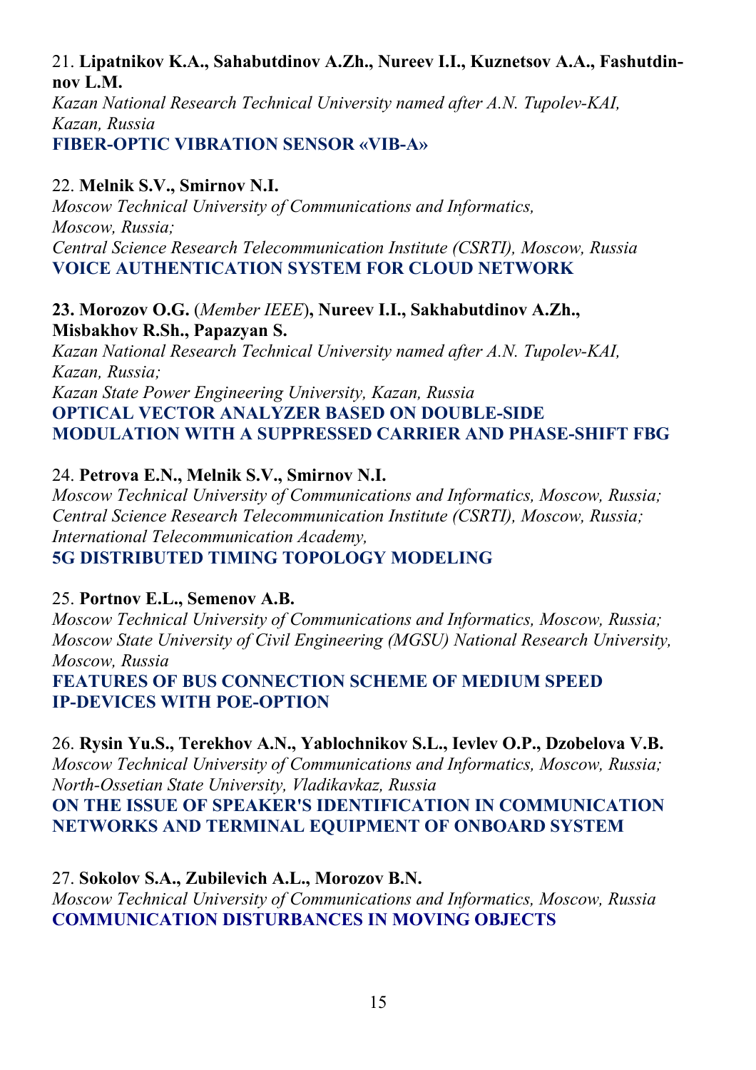21. **Lipatnikov K.A., Sahabutdinov A.Zh., Nureev I.I., Kuznetsov A.A., Fashutdinov L.M.**
*Kazan National Research Technical University named after A.N. Tupolev-KAI, Kazan, Russia*
**FIBER-OPTIC VIBRATION SENSOR «VIB-A»**

22. **Melnik S.V., Smirnov N.I.**
*Moscow Technical University of Communications and Informatics, Moscow, Russia;*
*Central Science Research Telecommunication Institute (CSRTI), Moscow, Russia*
**VOICE AUTHENTICATION SYSTEM FOR CLOUD NETWORK**

**23. Morozov O.G.** (*Member IEEE*)**, Nureev I.I., Sakhabutdinov A.Zh., Misbakhov R.Sh., Papazyan S.**
*Kazan National Research Technical University named after A.N. Tupolev-KAI, Kazan, Russia;*
*Kazan State Power Engineering University, Kazan, Russia*
**OPTICAL VECTOR ANALYZER BASED ON DOUBLE-SIDE MODULATION WITH A SUPPRESSED CARRIER AND PHASE-SHIFT FBG**

24. **Petrova E.N., Melnik S.V., Smirnov N.I.**
*Moscow Technical University of Communications and Informatics, Moscow, Russia;*
*Central Science Research Telecommunication Institute (CSRTI), Moscow, Russia;*
*International Telecommunication Academy,*
**5G DISTRIBUTED TIMING TOPOLOGY MODELING**

25. **Portnov E.L., Semenov A.B.**
*Moscow Technical University of Communications and Informatics, Moscow, Russia;*
*Moscow State University of Civil Engineering (MGSU) National Research University, Moscow, Russia*
**FEATURES OF BUS CONNECTION SCHEME OF MEDIUM SPEED IP-DEVICES WITH POE-OPTION**

26. **Rysin Yu.S., Terekhov A.N., Yablochnikov S.L., Ievlev O.P., Dzobelova V.B.**
*Moscow Technical University of Communications and Informatics, Moscow, Russia;*
*North-Ossetian State University, Vladikavkaz, Russia*
**ON THE ISSUE OF SPEAKER'S IDENTIFICATION IN COMMUNICATION NETWORKS AND TERMINAL EQUIPMENT OF ONBOARD SYSTEM**

27. **Sokolov S.A., Zubilevich A.L., Morozov B.N.**
*Moscow Technical University of Communications and Informatics, Moscow, Russia*
**COMMUNICATION DISTURBANCES IN MOVING OBJECTS**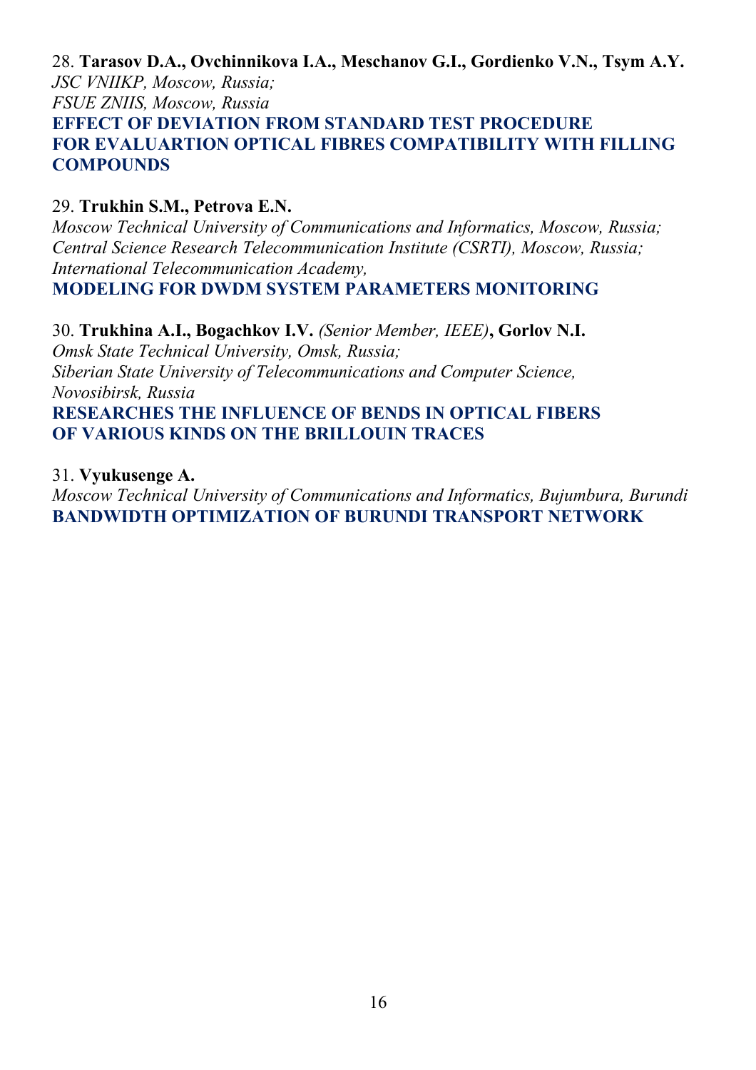28. **Tarasov D.A., Ovchinnikova I.A., Meschanov G.I., Gordienko V.N., Tsym A.Y.**
*JSC VNIIKP, Moscow, Russia;*
*FSUE ZNIIS, Moscow, Russia*
**EFFECT OF DEVIATION FROM STANDARD TEST PROCEDURE FOR EVALUARTION OPTICAL FIBRES COMPATIBILITY WITH FILLING COMPOUNDS**

29. **Trukhin S.M., Petrova E.N.**
*Moscow Technical University of Communications and Informatics, Moscow, Russia;*
*Central Science Research Telecommunication Institute (CSRTI), Moscow, Russia;*
*International Telecommunication Academy,*
**MODELING FOR DWDM SYSTEM PARAMETERS MONITORING**

30. **Trukhina A.I., Bogachkov I.V.** *(Senior Member, IEEE)***, Gorlov N.I.**
*Omsk State Technical University, Omsk, Russia;*
*Siberian State University of Telecommunications and Computer Science, Novosibirsk, Russia*
**RESEARCHES THE INFLUENCE OF BENDS IN OPTICAL FIBERS OF VARIOUS KINDS ON THE BRILLOUIN TRACES**

31. **Vyukusenge A.**
*Moscow Technical University of Communications and Informatics, Bujumbura, Burundi*
**BANDWIDTH OPTIMIZATION OF BURUNDI TRANSPORT NETWORK**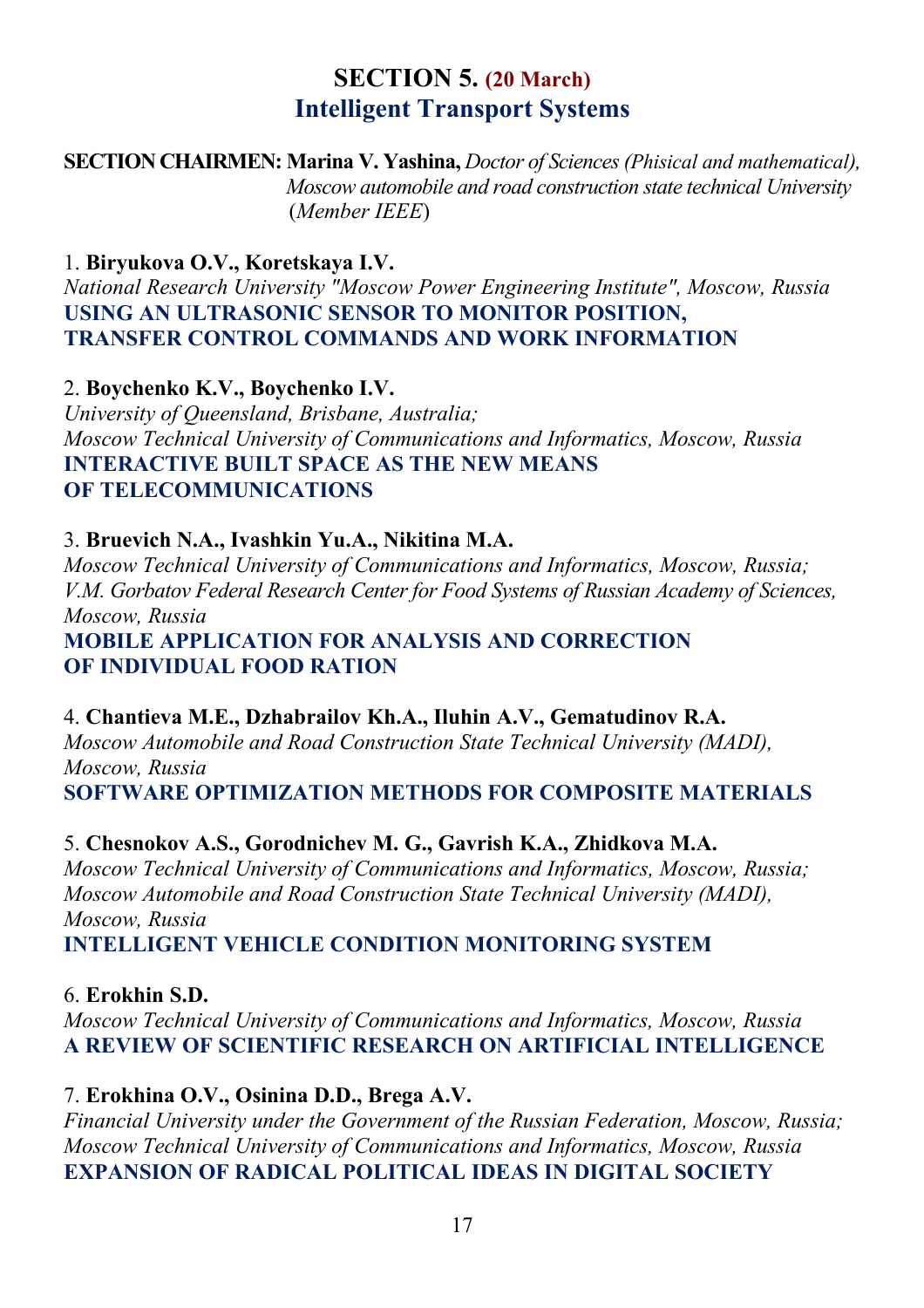## SECTION 5. (20 March)
## Intelligent Transport Systems

**SECTION CHAIRMEN: Marina V. Yashina,** *Doctor of Sciences (Phisical and mathematical), Moscow automobile and road construction state technical University* (*Member IEEE*)

1. **Biryukova O.V., Koretskaya I.V.**
*National Research University "Moscow Power Engineering Institute", Moscow, Russia*
**USING AN ULTRASONIC SENSOR TO MONITOR POSITION, TRANSFER CONTROL COMMANDS AND WORK INFORMATION**

2. **Boychenko K.V., Boychenko I.V.**
*University of Queensland, Brisbane, Australia;*
*Moscow Technical University of Communications and Informatics, Moscow, Russia*
**INTERACTIVE BUILT SPACE AS THE NEW MEANS OF TELECOMMUNICATIONS**

3. **Bruevich N.A., Ivashkin Yu.A., Nikitina M.A.**
*Moscow Technical University of Communications and Informatics, Moscow, Russia;*
*V.M. Gorbatov Federal Research Center for Food Systems of Russian Academy of Sciences, Moscow, Russia*
**MOBILE APPLICATION FOR ANALYSIS AND CORRECTION OF INDIVIDUAL FOOD RATION**

4. **Chantieva M.E., Dzhabrailov Kh.A., Iluhin A.V., Gematudinov R.A.**
*Moscow Automobile and Road Construction State Technical University (MADI), Moscow, Russia*
**SOFTWARE OPTIMIZATION METHODS FOR COMPOSITE MATERIALS**

5. **Chesnokov A.S., Gorodnichev M. G., Gavrish K.A., Zhidkova M.A.**
*Moscow Technical University of Communications and Informatics, Moscow, Russia;*
*Moscow Automobile and Road Construction State Technical University (MADI), Moscow, Russia*
**INTELLIGENT VEHICLE CONDITION MONITORING SYSTEM**

6. **Erokhin S.D.**
*Moscow Technical University of Communications and Informatics, Moscow, Russia*
**A REVIEW OF SCIENTIFIC RESEARCH ON ARTIFICIAL INTELLIGENCE**

7. **Erokhina O.V., Osinina D.D., Brega A.V.**
*Financial University under the Government of the Russian Federation, Moscow, Russia;*
*Moscow Technical University of Communications and Informatics, Moscow, Russia*
**EXPANSION OF RADICAL POLITICAL IDEAS IN DIGITAL SOCIETY**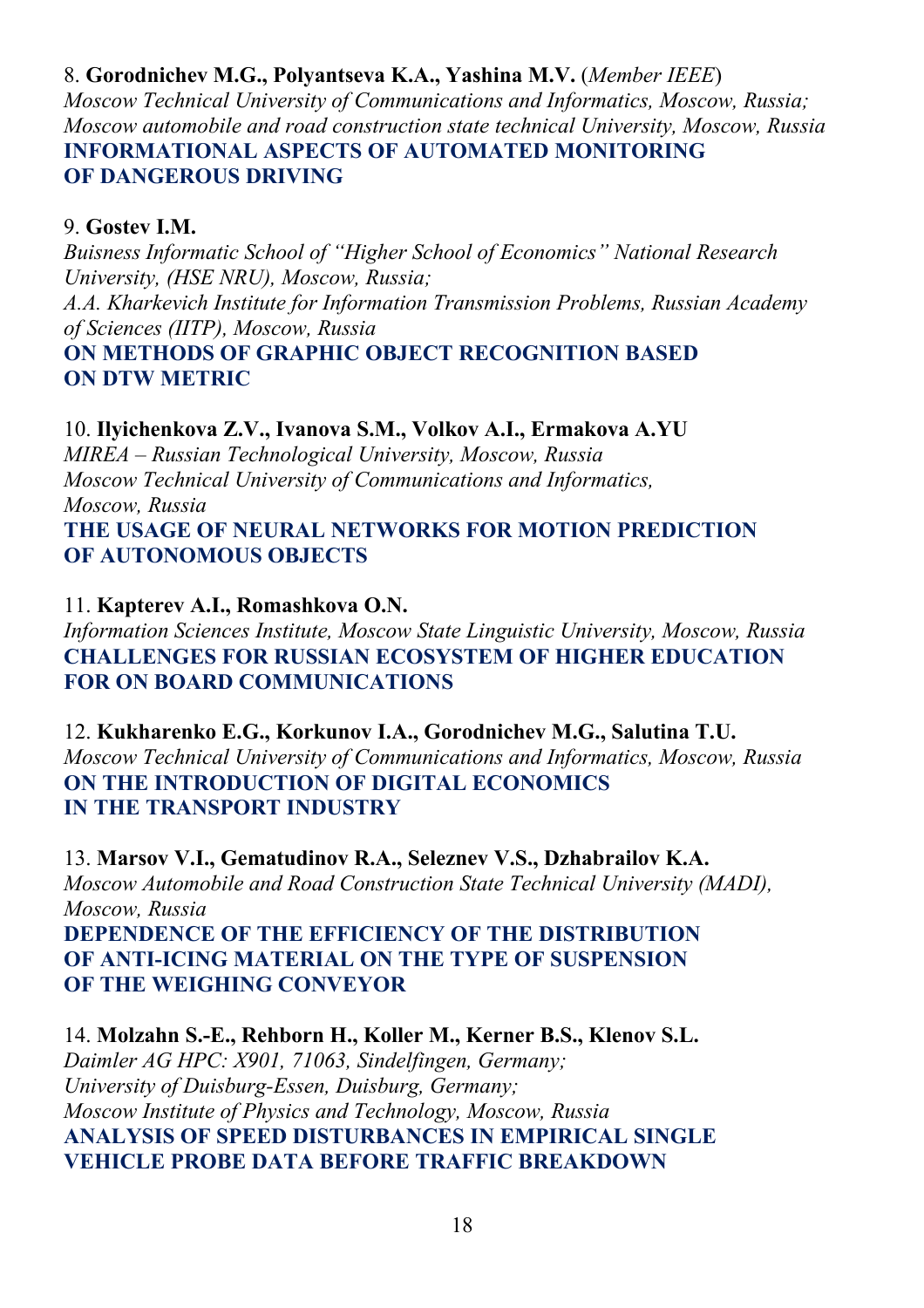8. **Gorodnichev M.G., Polyantseva K.A., Yashina M.V.** (*Member IEEE*)
*Moscow Technical University of Communications and Informatics, Moscow, Russia; Moscow automobile and road construction state technical University, Moscow, Russia*
**INFORMATIONAL ASPECTS OF AUTOMATED MONITORING OF DANGEROUS DRIVING**

9. **Gostev I.M.**
*Buisness Informatic School of "Higher School of Economics" National Research University, (HSE NRU), Moscow, Russia;*
*A.A. Kharkevich Institute for Information Transmission Problems, Russian Academy of Sciences (IITP), Moscow, Russia*
**ON METHODS OF GRAPHIC OBJECT RECOGNITION BASED ON DTW METRIC**

10. **Ilyichenkova Z.V., Ivanova S.M., Volkov A.I., Ermakova A.YU**
*MIREA – Russian Technological University, Moscow, Russia*
*Moscow Technical University of Communications and Informatics, Moscow, Russia*
**THE USAGE OF NEURAL NETWORKS FOR MOTION PREDICTION OF AUTONOMOUS OBJECTS**

11. **Kapterev A.I., Romashkova O.N.**
*Information Sciences Institute, Moscow State Linguistic University, Moscow, Russia*
**CHALLENGES FOR RUSSIAN ECOSYSTEM OF HIGHER EDUCATION FOR ON BOARD COMMUNICATIONS**

12. **Kukharenko E.G., Korkunov I.A., Gorodnichev M.G., Salutina T.U.**
*Moscow Technical University of Communications and Informatics, Moscow, Russia*
**ON THE INTRODUCTION OF DIGITAL ECONOMICS IN THE TRANSPORT INDUSTRY**

13. **Marsov V.I., Gematudinov R.A., Seleznev V.S., Dzhabrailov K.A.**
*Moscow Automobile and Road Construction State Technical University (MADI), Moscow, Russia*
**DEPENDENCE OF THE EFFICIENCY OF THE DISTRIBUTION OF ANTI-ICING MATERIAL ON THE TYPE OF SUSPENSION OF THE WEIGHING CONVEYOR**

14. **Molzahn S.-E., Rehborn H., Koller M., Kerner B.S., Klenov S.L.**
*Daimler AG HPC: X901, 71063, Sindelfingen, Germany;*
*University of Duisburg-Essen, Duisburg, Germany;*
*Moscow Institute of Physics and Technology, Moscow, Russia*
**ANALYSIS OF SPEED DISTURBANCES IN EMPIRICAL SINGLE VEHICLE PROBE DATA BEFORE TRAFFIC BREAKDOWN**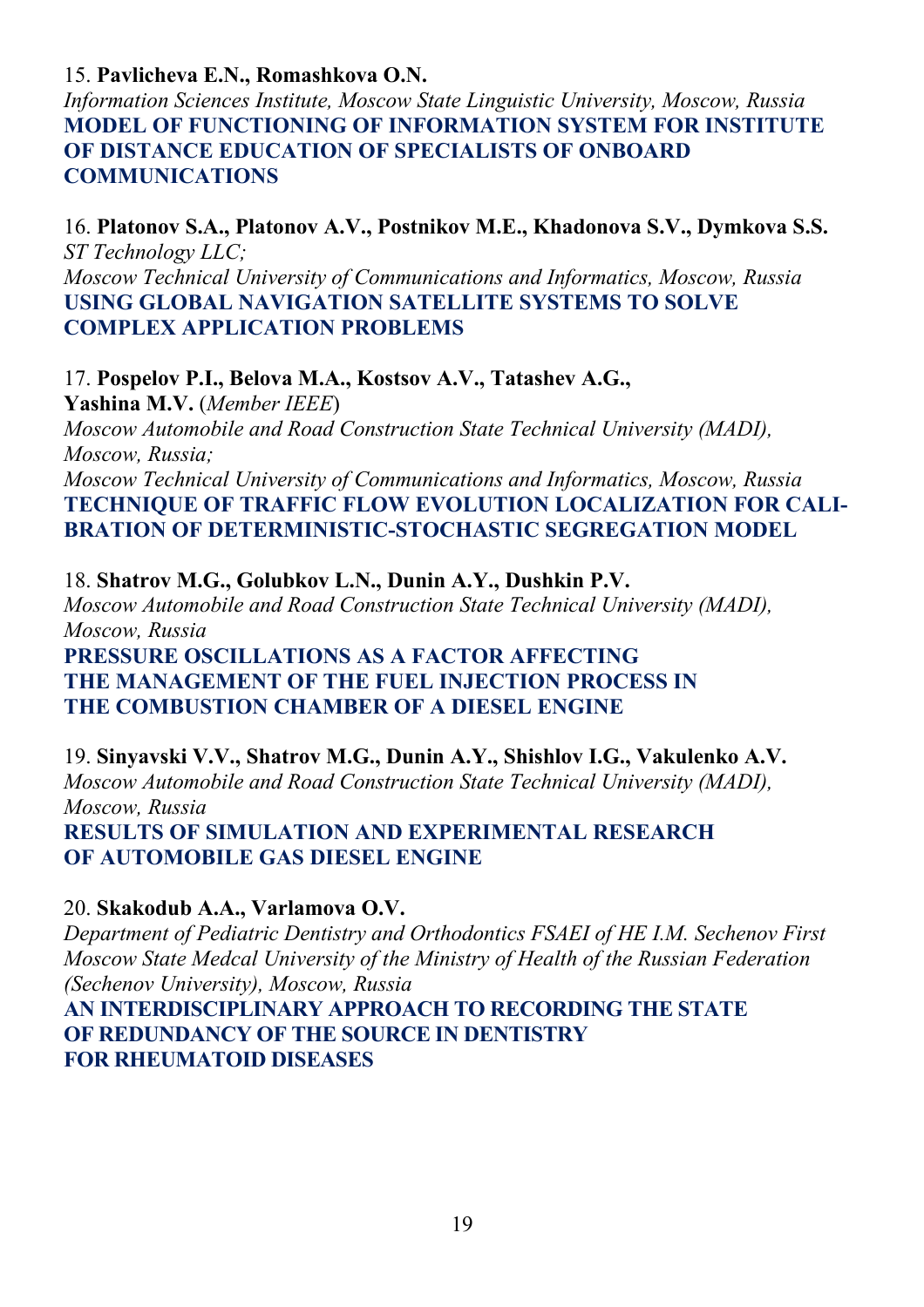15. **Pavlicheva E.N., Romashkova O.N.**
*Information Sciences Institute, Moscow State Linguistic University, Moscow, Russia*
**MODEL OF FUNCTIONING OF INFORMATION SYSTEM FOR INSTITUTE OF DISTANCE EDUCATION OF SPECIALISTS OF ONBOARD COMMUNICATIONS**

16. **Platonov S.A., Platonov A.V., Postnikov M.E., Khadonova S.V., Dymkova S.S.**
*ST Technology LLC;*
*Moscow Technical University of Communications and Informatics, Moscow, Russia*
**USING GLOBAL NAVIGATION SATELLITE SYSTEMS TO SOLVE COMPLEX APPLICATION PROBLEMS**

17. **Pospelov P.I., Belova M.A., Kostsov A.V., Tatashev A.G., Yashina M.V.** (*Member IEEE*)
*Moscow Automobile and Road Construction State Technical University (MADI), Moscow, Russia;*
*Moscow Technical University of Communications and Informatics, Moscow, Russia*
**TECHNIQUE OF TRAFFIC FLOW EVOLUTION LOCALIZATION FOR CALIBRATION OF DETERMINISTIC-STOCHASTIC SEGREGATION MODEL**

18. **Shatrov M.G., Golubkov L.N., Dunin A.Y., Dushkin P.V.**
*Moscow Automobile and Road Construction State Technical University (MADI), Moscow, Russia*
**PRESSURE OSCILLATIONS AS A FACTOR AFFECTING THE MANAGEMENT OF THE FUEL INJECTION PROCESS IN THE COMBUSTION CHAMBER OF A DIESEL ENGINE**

19. **Sinyavski V.V., Shatrov M.G., Dunin A.Y., Shishlov I.G., Vakulenko A.V.**
*Moscow Automobile and Road Construction State Technical University (MADI), Moscow, Russia*
**RESULTS OF SIMULATION AND EXPERIMENTAL RESEARCH OF AUTOMOBILE GAS DIESEL ENGINE**

20. **Skakodub A.A., Varlamova O.V.**
*Department of Pediatric Dentistry and Orthodontics FSAEI of HE I.M. Sechenov First Moscow State Medcal University of the Ministry of Health of the Russian Federation (Sechenov University), Moscow, Russia*
**AN INTERDISCIPLINARY APPROACH TO RECORDING THE STATE OF REDUNDANCY OF THE SOURCE IN DENTISTRY FOR RHEUMATOID DISEASES**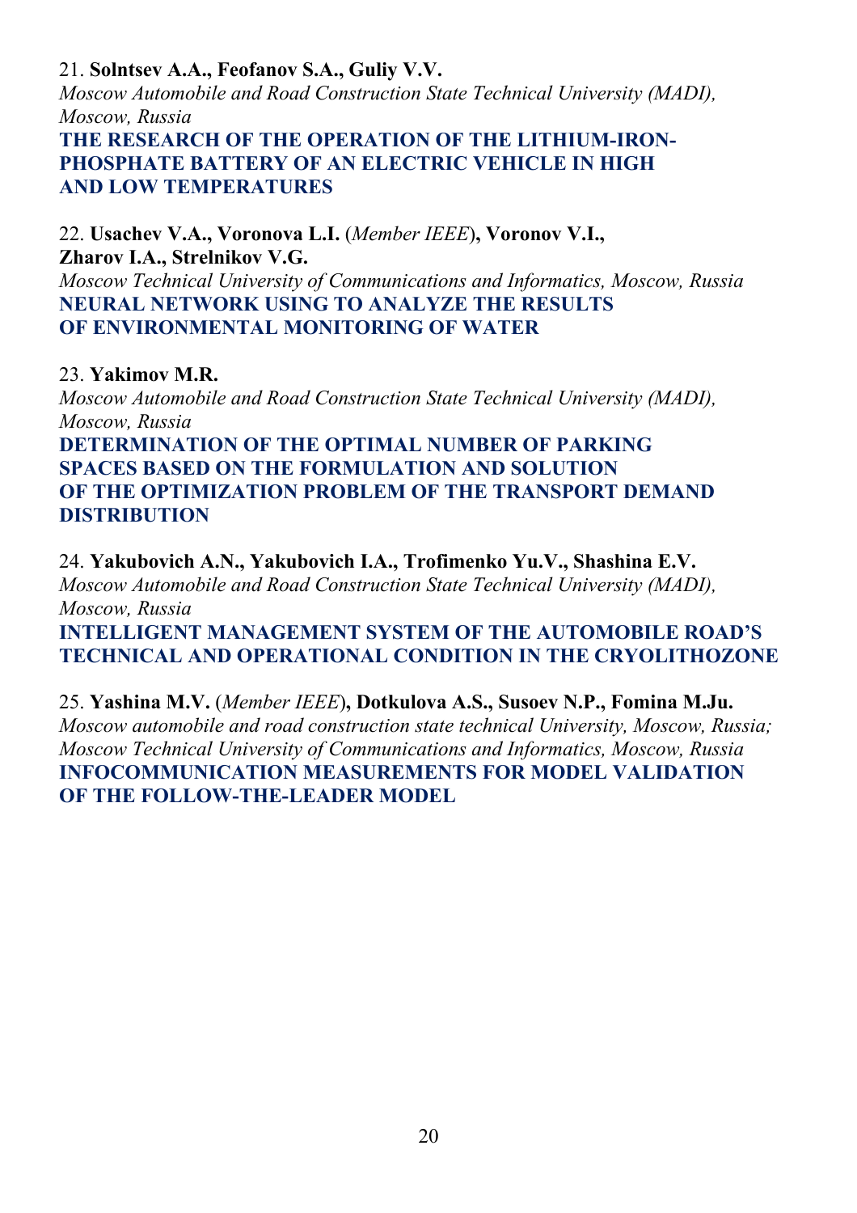21. **Solntsev A.A., Feofanov S.A., Guliy V.V.**
*Moscow Automobile and Road Construction State Technical University (MADI), Moscow, Russia*
**THE RESEARCH OF THE OPERATION OF THE LITHIUM-IRON-PHOSPHATE BATTERY OF AN ELECTRIC VEHICLE IN HIGH AND LOW TEMPERATURES**

22. **Usachev V.A., Voronova L.I.** (*Member IEEE*)**, Voronov V.I., Zharov I.A., Strelnikov V.G.**
*Moscow Technical University of Communications and Informatics, Moscow, Russia*
**NEURAL NETWORK USING TO ANALYZE THE RESULTS OF ENVIRONMENTAL MONITORING OF WATER**

23. **Yakimov M.R.**
*Moscow Automobile and Road Construction State Technical University (MADI), Moscow, Russia*
**DETERMINATION OF THE OPTIMAL NUMBER OF PARKING SPACES BASED ON THE FORMULATION AND SOLUTION OF THE OPTIMIZATION PROBLEM OF THE TRANSPORT DEMAND DISTRIBUTION**

24. **Yakubovich A.N., Yakubovich I.A., Trofimenko Yu.V., Shashina E.V.**
*Moscow Automobile and Road Construction State Technical University (MADI), Moscow, Russia*
**INTELLIGENT MANAGEMENT SYSTEM OF THE AUTOMOBILE ROAD'S TECHNICAL AND OPERATIONAL CONDITION IN THE CRYOLITHOZONE**

25. **Yashina M.V.** (*Member IEEE*)**, Dotkulova A.S., Susoev N.P., Fomina M.Ju.**
*Moscow automobile and road construction state technical University, Moscow, Russia; Moscow Technical University of Communications and Informatics, Moscow, Russia*
**INFOCOMMUNICATION MEASUREMENTS FOR MODEL VALIDATION OF THE FOLLOW-THE-LEADER MODEL**